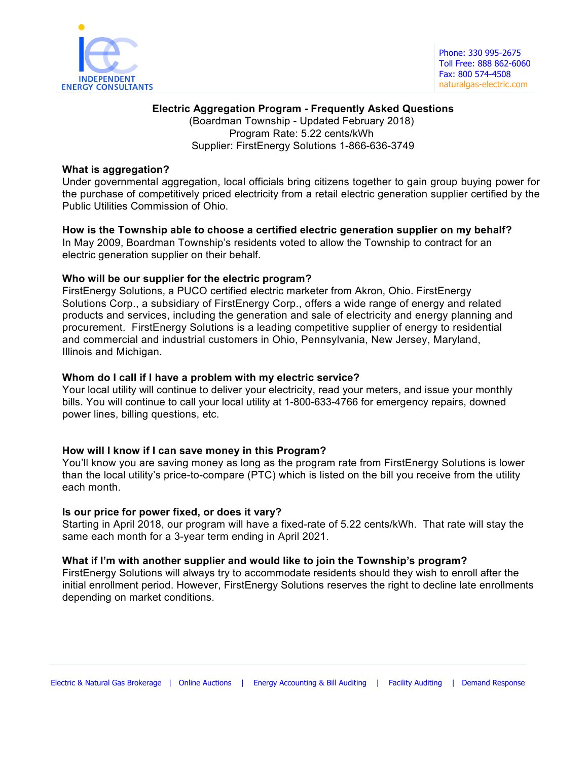INDEPENDENT ENERGY CONSULTANTS

Phone: 330 995-2675
Toll Free: 888 862-6060
Fax: 800 574-4508
naturalgas-electric.com

# Electric Aggregation Program - Frequently Asked Questions

(Boardman Township - Updated February 2018)
Program Rate: 5.22 cents/kWh
Supplier: FirstEnergy Solutions 1-866-636-3749

**What is aggregation?**
Under governmental aggregation, local officials bring citizens together to gain group buying power for the purchase of competitively priced electricity from a retail electric generation supplier certified by the Public Utilities Commission of Ohio.

**How is the Township able to choose a certified electric generation supplier on my behalf?**
In May 2009, Boardman Township's residents voted to allow the Township to contract for an electric generation supplier on their behalf.

**Who will be our supplier for the electric program?**
FirstEnergy Solutions, a PUCO certified electric marketer from Akron, Ohio. FirstEnergy Solutions Corp., a subsidiary of FirstEnergy Corp., offers a wide range of energy and related products and services, including the generation and sale of electricity and energy planning and procurement. FirstEnergy Solutions is a leading competitive supplier of energy to residential and commercial and industrial customers in Ohio, Pennsylvania, New Jersey, Maryland, Illinois and Michigan.

**Whom do I call if I have a problem with my electric service?**
Your local utility will continue to deliver your electricity, read your meters, and issue your monthly bills. You will continue to call your local utility at 1-800-633-4766 for emergency repairs, downed power lines, billing questions, etc.

**How will I know if I can save money in this Program?**
You'll know you are saving money as long as the program rate from FirstEnergy Solutions is lower than the local utility's price-to-compare (PTC) which is listed on the bill you receive from the utility each month.

**Is our price for power fixed, or does it vary?**
Starting in April 2018, our program will have a fixed-rate of 5.22 cents/kWh. That rate will stay the same each month for a 3-year term ending in April 2021.

**What if I'm with another supplier and would like to join the Township's program?**
FirstEnergy Solutions will always try to accommodate residents should they wish to enroll after the initial enrollment period. However, FirstEnergy Solutions reserves the right to decline late enrollments depending on market conditions.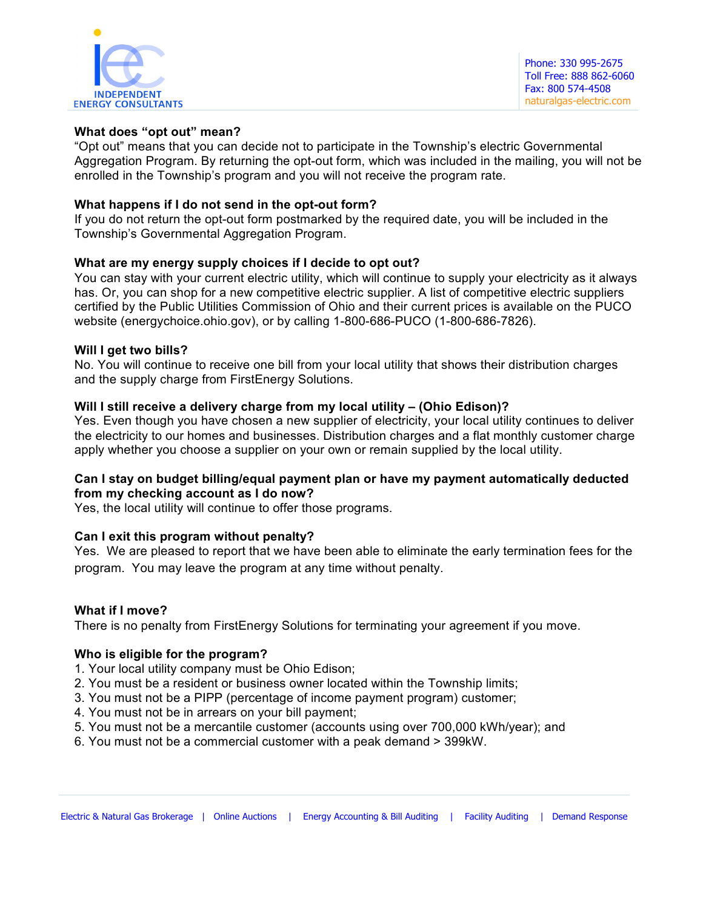**What does "opt out" mean?**
"Opt out" means that you can decide not to participate in the Township's electric Governmental Aggregation Program. By returning the opt-out form, which was included in the mailing, you will not be enrolled in the Township's program and you will not receive the program rate.

**What happens if I do not send in the opt-out form?**
If you do not return the opt-out form postmarked by the required date, you will be included in the Township's Governmental Aggregation Program.

**What are my energy supply choices if I decide to opt out?**
You can stay with your current electric utility, which will continue to supply your electricity as it always has. Or, you can shop for a new competitive electric supplier. A list of competitive electric suppliers certified by the Public Utilities Commission of Ohio and their current prices is available on the PUCO website (energychoice.ohio.gov), or by calling 1-800-686-PUCO (1-800-686-7826).

**Will I get two bills?**
No. You will continue to receive one bill from your local utility that shows their distribution charges and the supply charge from FirstEnergy Solutions.

**Will I still receive a delivery charge from my local utility – (Ohio Edison)?**
Yes. Even though you have chosen a new supplier of electricity, your local utility continues to deliver the electricity to our homes and businesses. Distribution charges and a flat monthly customer charge apply whether you choose a supplier on your own or remain supplied by the local utility.

**Can I stay on budget billing/equal payment plan or have my payment automatically deducted from my checking account as I do now?**
Yes, the local utility will continue to offer those programs.

**Can I exit this program without penalty?**
Yes. We are pleased to report that we have been able to eliminate the early termination fees for the program. You may leave the program at any time without penalty.

**What if I move?**
There is no penalty from FirstEnergy Solutions for terminating your agreement if you move.

**Who is eligible for the program?**
1. Your local utility company must be Ohio Edison;
2. You must be a resident or business owner located within the Township limits;
3. You must not be a PIPP (percentage of income payment program) customer;
4. You must not be in arrears on your bill payment;
5. You must not be a mercantile customer (accounts using over 700,000 kWh/year); and
6. You must not be a commercial customer with a peak demand > 399kW.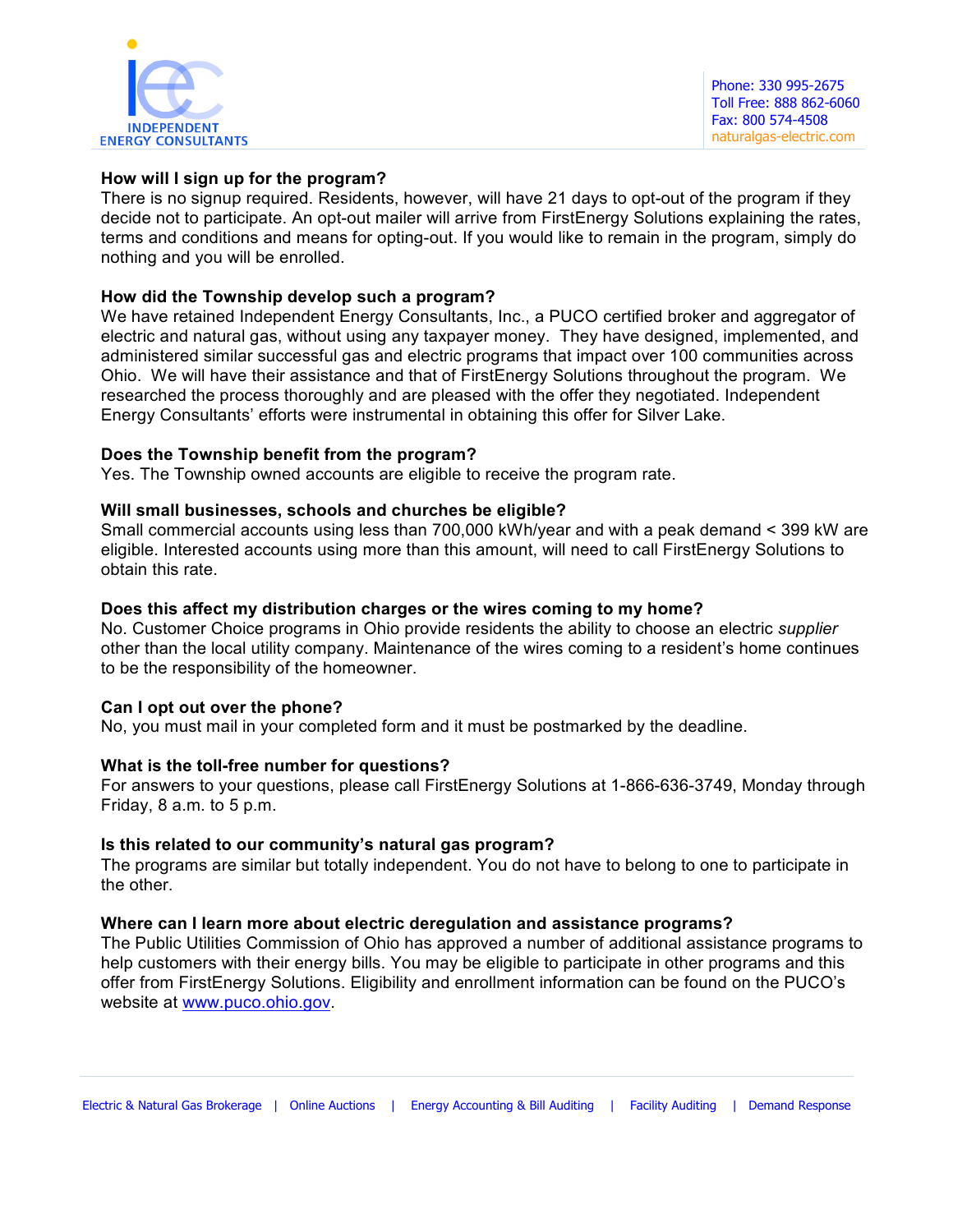**How will I sign up for the program?**
There is no signup required. Residents, however, will have 21 days to opt-out of the program if they decide not to participate. An opt-out mailer will arrive from FirstEnergy Solutions explaining the rates, terms and conditions and means for opting-out. If you would like to remain in the program, simply do nothing and you will be enrolled.

**How did the Township develop such a program?**
We have retained Independent Energy Consultants, Inc., a PUCO certified broker and aggregator of electric and natural gas, without using any taxpayer money. They have designed, implemented, and administered similar successful gas and electric programs that impact over 100 communities across Ohio. We will have their assistance and that of FirstEnergy Solutions throughout the program. We researched the process thoroughly and are pleased with the offer they negotiated. Independent Energy Consultants' efforts were instrumental in obtaining this offer for Silver Lake.

**Does the Township benefit from the program?**
Yes. The Township owned accounts are eligible to receive the program rate.

**Will small businesses, schools and churches be eligible?**
Small commercial accounts using less than 700,000 kWh/year and with a peak demand < 399 kW are eligible. Interested accounts using more than this amount, will need to call FirstEnergy Solutions to obtain this rate.

**Does this affect my distribution charges or the wires coming to my home?**
No. Customer Choice programs in Ohio provide residents the ability to choose an electric *supplier* other than the local utility company. Maintenance of the wires coming to a resident's home continues to be the responsibility of the homeowner.

**Can I opt out over the phone?**
No, you must mail in your completed form and it must be postmarked by the deadline.

**What is the toll-free number for questions?**
For answers to your questions, please call FirstEnergy Solutions at 1-866-636-3749, Monday through Friday, 8 a.m. to 5 p.m.

**Is this related to our community's natural gas program?**
The programs are similar but totally independent. You do not have to belong to one to participate in the other.

**Where can I learn more about electric deregulation and assistance programs?**
The Public Utilities Commission of Ohio has approved a number of additional assistance programs to help customers with their energy bills. You may be eligible to participate in other programs and this offer from FirstEnergy Solutions. Eligibility and enrollment information can be found on the PUCO's website at www.puco.ohio.gov.